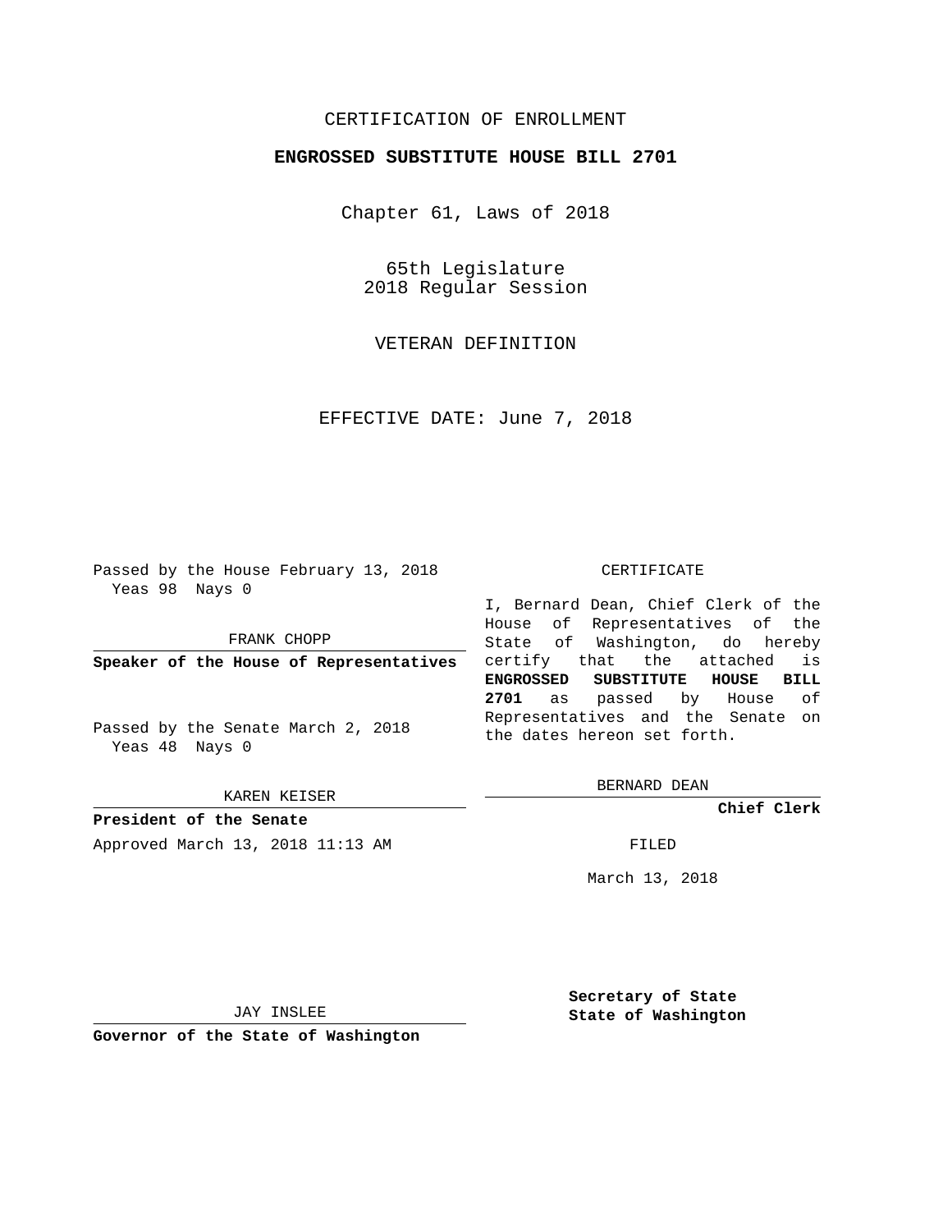CERTIFICATION OF ENROLLMENT

**ENGROSSED SUBSTITUTE HOUSE BILL 2701**

Chapter 61, Laws of 2018

65th Legislature
2018 Regular Session

VETERAN DEFINITION

EFFECTIVE DATE: June 7, 2018

Passed by the House February 13, 2018
Yeas 98 Nays 0

FRANK CHOPP

**Speaker of the House of Representatives**

Passed by the Senate March 2, 2018
Yeas 48 Nays 0

KAREN KEISER

**President of the Senate**

Approved March 13, 2018 11:13 AM

JAY INSLEE

**Governor of the State of Washington**

CERTIFICATE

I, Bernard Dean, Chief Clerk of the House of Representatives of the State of Washington, do hereby certify that the attached is **ENGROSSED SUBSTITUTE HOUSE BILL 2701** as passed by House of Representatives and the Senate on the dates hereon set forth.

BERNARD DEAN

**Chief Clerk**

FILED

March 13, 2018

**Secretary of State**
**State of Washington**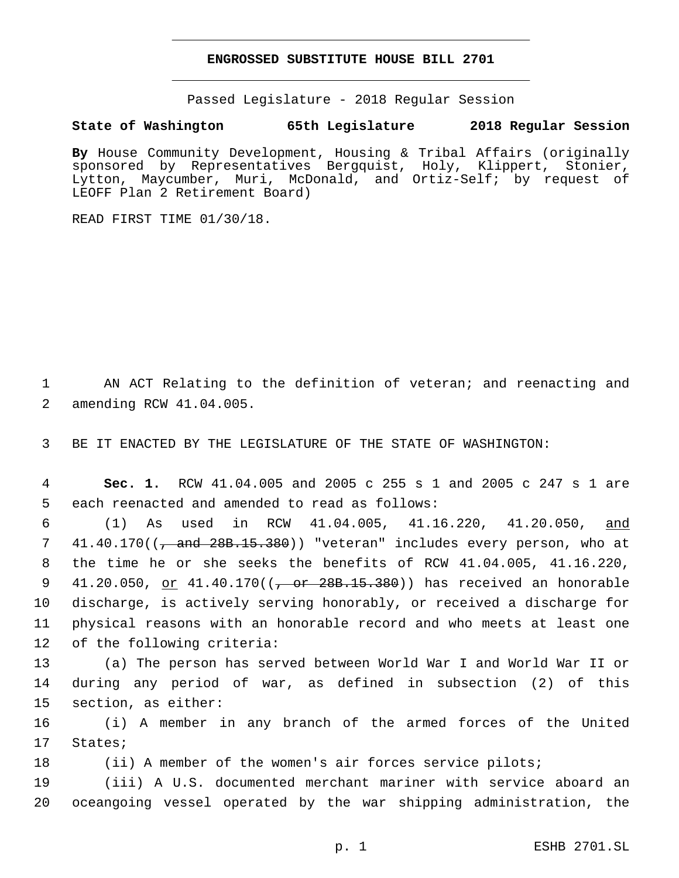# ENGROSSED SUBSTITUTE HOUSE BILL 2701

Passed Legislature - 2018 Regular Session

**State of Washington 65th Legislature 2018 Regular Session**

**By** House Community Development, Housing & Tribal Affairs (originally sponsored by Representatives Bergquist, Holy, Klippert, Stonier, Lytton, Maycumber, Muri, McDonald, and Ortiz-Self; by request of LEOFF Plan 2 Retirement Board)

READ FIRST TIME 01/30/18.

AN ACT Relating to the definition of veteran; and reenacting and amending RCW 41.04.005.

BE IT ENACTED BY THE LEGISLATURE OF THE STATE OF WASHINGTON:

**Sec. 1.** RCW 41.04.005 and 2005 c 255 s 1 and 2005 c 247 s 1 are each reenacted and amended to read as follows:

(1) As used in RCW 41.04.005, 41.16.220, 41.20.050, and 41.40.170((, and 28B.15.380)) "veteran" includes every person, who at the time he or she seeks the benefits of RCW 41.04.005, 41.16.220, 41.20.050, or 41.40.170((, or 28B.15.380)) has received an honorable discharge, is actively serving honorably, or received a discharge for physical reasons with an honorable record and who meets at least one of the following criteria:

(a) The person has served between World War I and World War II or during any period of war, as defined in subsection (2) of this section, as either:

(i) A member in any branch of the armed forces of the United States;

(ii) A member of the women's air forces service pilots;

(iii) A U.S. documented merchant mariner with service aboard an oceangoing vessel operated by the war shipping administration, the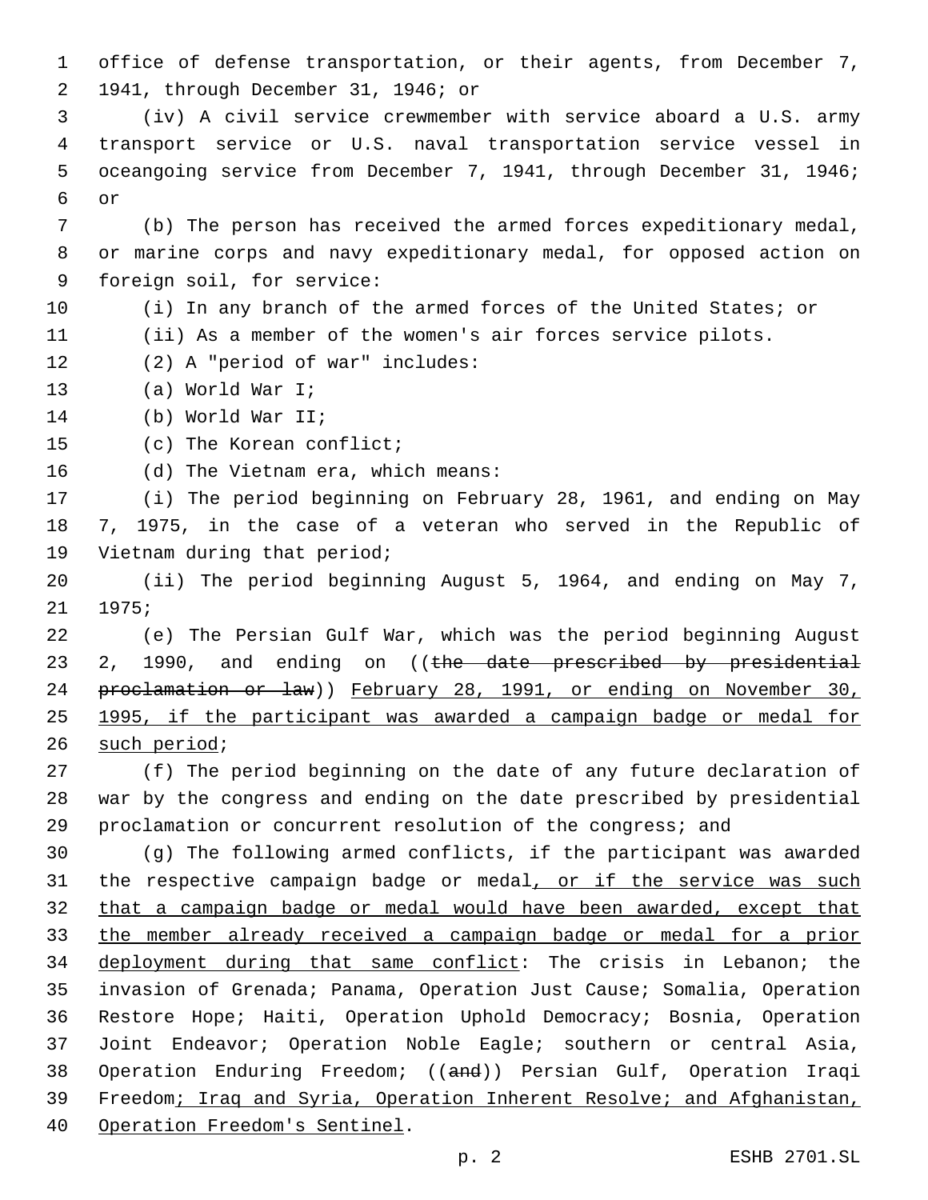office of defense transportation, or their agents, from December 7, 1941, through December 31, 1946; or

(iv) A civil service crewmember with service aboard a U.S. army transport service or U.S. naval transportation service vessel in oceangoing service from December 7, 1941, through December 31, 1946; or

(b) The person has received the armed forces expeditionary medal, or marine corps and navy expeditionary medal, for opposed action on foreign soil, for service:

(i) In any branch of the armed forces of the United States; or

(ii) As a member of the women's air forces service pilots.

(2) A "period of war" includes:

(a) World War I;

(b) World War II;

(c) The Korean conflict;

(d) The Vietnam era, which means:

(i) The period beginning on February 28, 1961, and ending on May 7, 1975, in the case of a veteran who served in the Republic of Vietnam during that period;

(ii) The period beginning August 5, 1964, and ending on May 7, 1975;

(e) The Persian Gulf War, which was the period beginning August 2, 1990, and ending on ((~~the date prescribed by presidential proclamation or law~~)) <u>February 28, 1991, or ending on November 30, 1995, if the participant was awarded a campaign badge or medal for such period</u>;

(f) The period beginning on the date of any future declaration of war by the congress and ending on the date prescribed by presidential proclamation or concurrent resolution of the congress; and

(g) The following armed conflicts, if the participant was awarded the respective campaign badge or medal<u>, or if the service was such that a campaign badge or medal would have been awarded, except that the member already received a campaign badge or medal for a prior deployment during that same conflict</u>: The crisis in Lebanon; the invasion of Grenada; Panama, Operation Just Cause; Somalia, Operation Restore Hope; Haiti, Operation Uphold Democracy; Bosnia, Operation Joint Endeavor; Operation Noble Eagle; southern or central Asia, Operation Enduring Freedom; ((~~and~~)) Persian Gulf, Operation Iraqi Freedom<u>; Iraq and Syria, Operation Inherent Resolve; and Afghanistan, Operation Freedom's Sentinel</u>.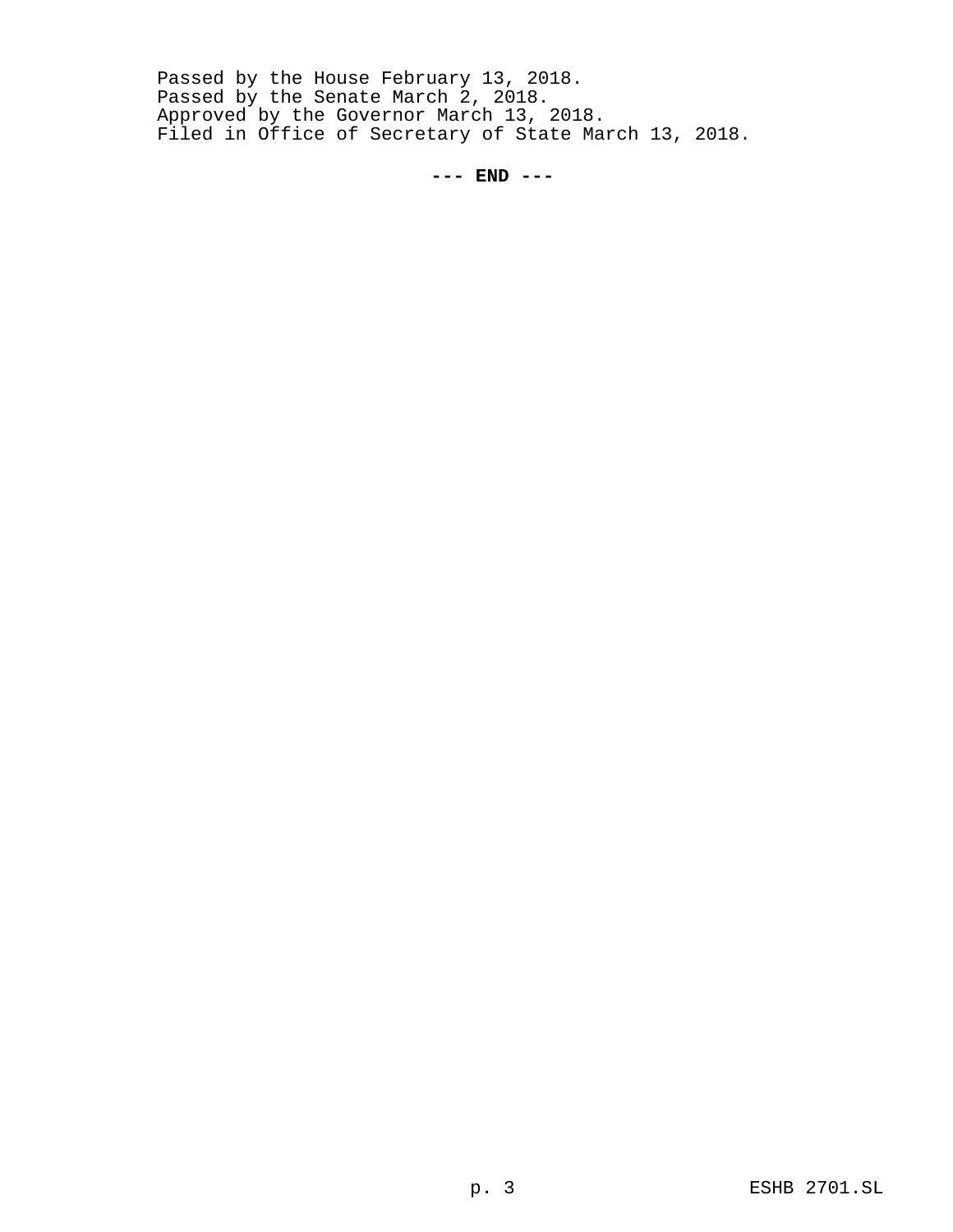Passed by the House February 13, 2018.
Passed by the Senate March 2, 2018.
Approved by the Governor March 13, 2018.
Filed in Office of Secretary of State March 13, 2018.

**--- END ---**